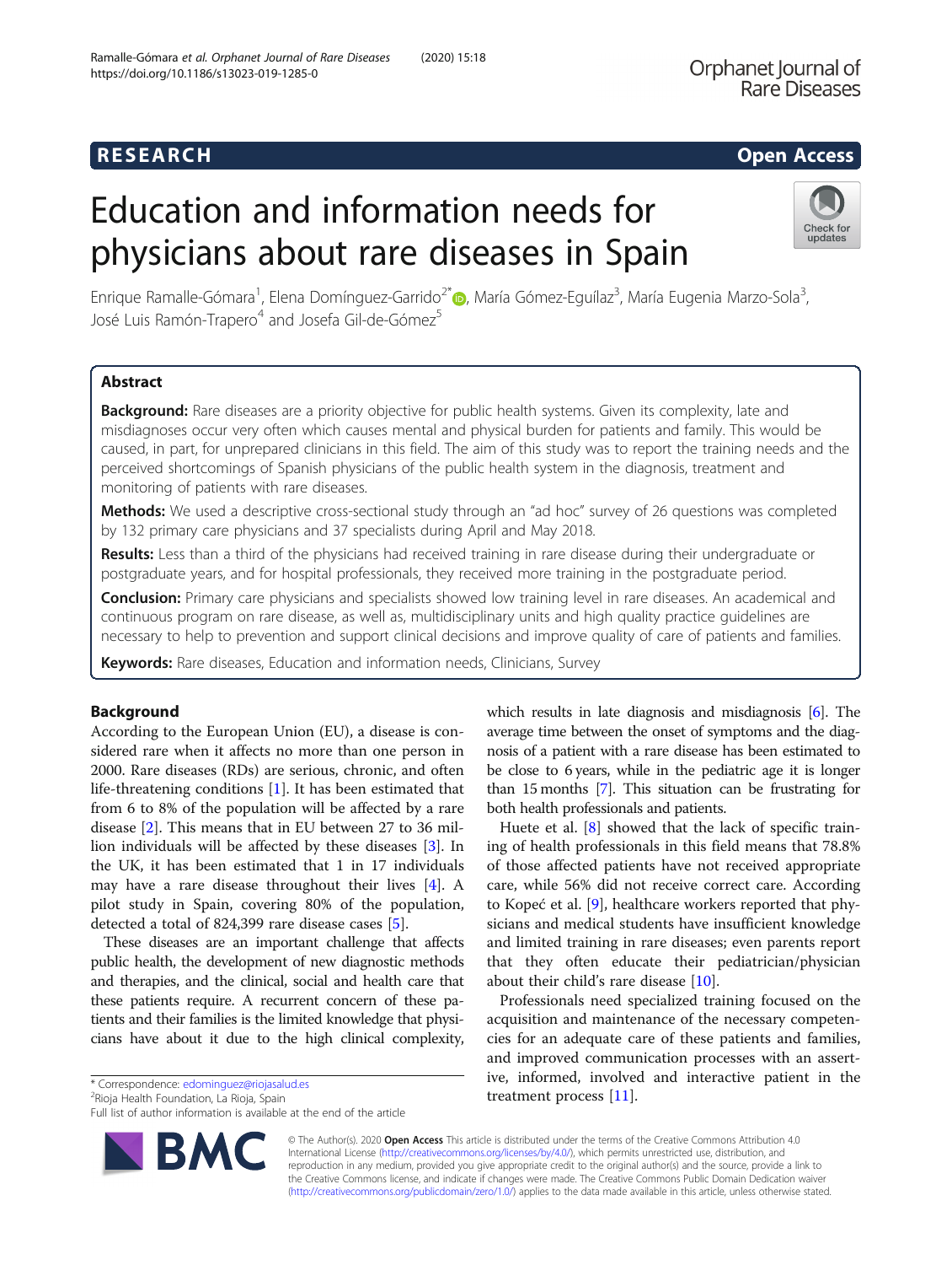# Education and information needs for physicians about rare diseases in Spain

Enrique Ramalle-Gómara[1], Elena Domínguez-Garrido[2*], María Gómez-Eguílaz[3], María Eugenia Marzo-Sola[3], José Luis Ramón-Trapero[4] and Josefa Gil-de-Gómez[5]

## Abstract

**Background:** Rare diseases are a priority objective for public health systems. Given its complexity, late and misdiagnoses occur very often which causes mental and physical burden for patients and family. This would be caused, in part, for unprepared clinicians in this field. The aim of this study was to report the training needs and the perceived shortcomings of Spanish physicians of the public health system in the diagnosis, treatment and monitoring of patients with rare diseases.

**Methods:** We used a descriptive cross-sectional study through an "ad hoc" survey of 26 questions was completed by 132 primary care physicians and 37 specialists during April and May 2018.

**Results:** Less than a third of the physicians had received training in rare disease during their undergraduate or postgraduate years, and for hospital professionals, they received more training in the postgraduate period.

**Conclusion:** Primary care physicians and specialists showed low training level in rare diseases. An academical and continuous program on rare disease, as well as, multidisciplinary units and high quality practice guidelines are necessary to help to prevention and support clinical decisions and improve quality of care of patients and families.

**Keywords:** Rare diseases, Education and information needs, Clinicians, Survey

## Background

According to the European Union (EU), a disease is considered rare when it affects no more than one person in 2000. Rare diseases (RDs) are serious, chronic, and often life-threatening conditions [1]. It has been estimated that from 6 to 8% of the population will be affected by a rare disease [2]. This means that in EU between 27 to 36 million individuals will be affected by these diseases [3]. In the UK, it has been estimated that 1 in 17 individuals may have a rare disease throughout their lives [4]. A pilot study in Spain, covering 80% of the population, detected a total of 824,399 rare disease cases [5].

These diseases are an important challenge that affects public health, the development of new diagnostic methods and therapies, and the clinical, social and health care that these patients require. A recurrent concern of these patients and their families is the limited knowledge that physicians have about it due to the high clinical complexity, which results in late diagnosis and misdiagnosis [6]. The average time between the onset of symptoms and the diagnosis of a patient with a rare disease has been estimated to be close to 6 years, while in the pediatric age it is longer than 15 months [7]. This situation can be frustrating for both health professionals and patients.

Huete et al. [8] showed that the lack of specific training of health professionals in this field means that 78.8% of those affected patients have not received appropriate care, while 56% did not receive correct care. According to Kopeć et al. [9], healthcare workers reported that physicians and medical students have insufficient knowledge and limited training in rare diseases; even parents report that they often educate their pediatrician/physician about their child's rare disease [10].

Professionals need specialized training focused on the acquisition and maintenance of the necessary competencies for an adequate care of these patients and families, and improved communication processes with an assertive, informed, involved and interactive patient in the treatment process [11].

* Correspondence: edominguez@riojasalud.es
[2]Rioja Health Foundation, La Rioja, Spain
Full list of author information is available at the end of the article

© The Author(s). 2020 **Open Access** This article is distributed under the terms of the Creative Commons Attribution 4.0 International License (http://creativecommons.org/licenses/by/4.0/), which permits unrestricted use, distribution, and reproduction in any medium, provided you give appropriate credit to the original author(s) and the source, provide a link to the Creative Commons license, and indicate if changes were made. The Creative Commons Public Domain Dedication waiver (http://creativecommons.org/publicdomain/zero/1.0/) applies to the data made available in this article, unless otherwise stated.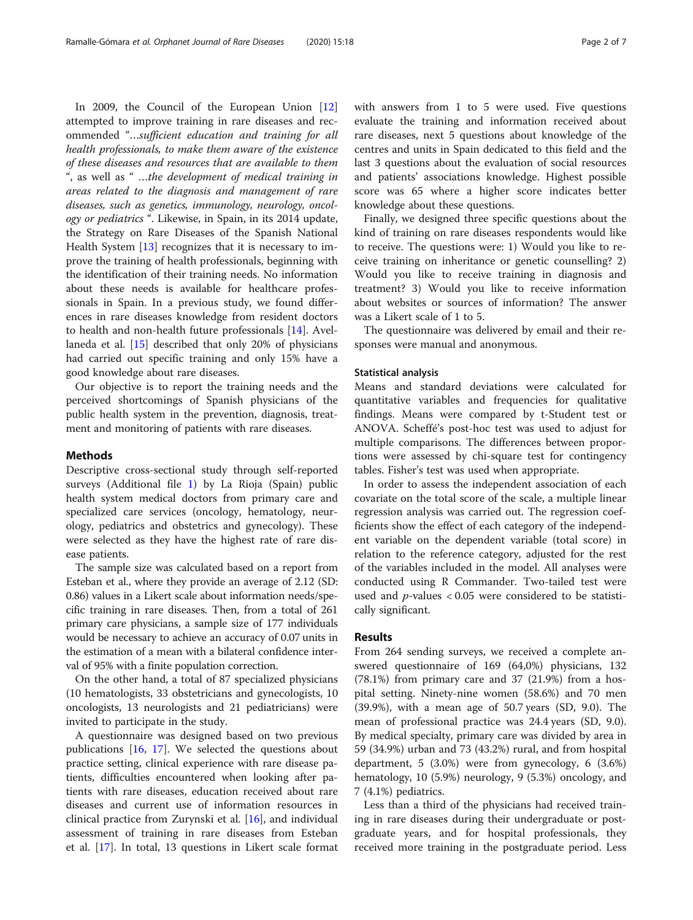In 2009, the Council of the European Union [12] attempted to improve training in rare diseases and recommended "*…sufficient education and training for all health professionals, to make them aware of the existence of these diseases and resources that are available to them* ", as well as " *…the development of medical training in areas related to the diagnosis and management of rare diseases, such as genetics, immunology, neurology, oncology or pediatrics* ". Likewise, in Spain, in its 2014 update, the Strategy on Rare Diseases of the Spanish National Health System [13] recognizes that it is necessary to improve the training of health professionals, beginning with the identification of their training needs. No information about these needs is available for healthcare professionals in Spain. In a previous study, we found differences in rare diseases knowledge from resident doctors to health and non-health future professionals [14]. Avellaneda et al. [15] described that only 20% of physicians had carried out specific training and only 15% have a good knowledge about rare diseases.

Our objective is to report the training needs and the perceived shortcomings of Spanish physicians of the public health system in the prevention, diagnosis, treatment and monitoring of patients with rare diseases.

## Methods

Descriptive cross-sectional study through self-reported surveys (Additional file 1) by La Rioja (Spain) public health system medical doctors from primary care and specialized care services (oncology, hematology, neurology, pediatrics and obstetrics and gynecology). These were selected as they have the highest rate of rare disease patients.

The sample size was calculated based on a report from Esteban et al., where they provide an average of 2.12 (SD: 0.86) values in a Likert scale about information needs/specific training in rare diseases. Then, from a total of 261 primary care physicians, a sample size of 177 individuals would be necessary to achieve an accuracy of 0.07 units in the estimation of a mean with a bilateral confidence interval of 95% with a finite population correction.

On the other hand, a total of 87 specialized physicians (10 hematologists, 33 obstetricians and gynecologists, 10 oncologists, 13 neurologists and 21 pediatricians) were invited to participate in the study.

A questionnaire was designed based on two previous publications [16, 17]. We selected the questions about practice setting, clinical experience with rare disease patients, difficulties encountered when looking after patients with rare diseases, education received about rare diseases and current use of information resources in clinical practice from Zurynski et al. [16], and individual assessment of training in rare diseases from Esteban et al. [17]. In total, 13 questions in Likert scale format with answers from 1 to 5 were used. Five questions evaluate the training and information received about rare diseases, next 5 questions about knowledge of the centres and units in Spain dedicated to this field and the last 3 questions about the evaluation of social resources and patients' associations knowledge. Highest possible score was 65 where a higher score indicates better knowledge about these questions.

Finally, we designed three specific questions about the kind of training on rare diseases respondents would like to receive. The questions were: 1) Would you like to receive training on inheritance or genetic counselling? 2) Would you like to receive training in diagnosis and treatment? 3) Would you like to receive information about websites or sources of information? The answer was a Likert scale of 1 to 5.

The questionnaire was delivered by email and their responses were manual and anonymous.

### Statistical analysis

Means and standard deviations were calculated for quantitative variables and frequencies for qualitative findings. Means were compared by t-Student test or ANOVA. Scheffé's post-hoc test was used to adjust for multiple comparisons. The differences between proportions were assessed by chi-square test for contingency tables. Fisher's test was used when appropriate.

In order to assess the independent association of each covariate on the total score of the scale, a multiple linear regression analysis was carried out. The regression coefficients show the effect of each category of the independent variable on the dependent variable (total score) in relation to the reference category, adjusted for the rest of the variables included in the model. All analyses were conducted using R Commander. Two-tailed test were used and $p$-values $< 0.05$ were considered to be statistically significant.

## Results

From 264 sending surveys, we received a complete answered questionnaire of 169 (64,0%) physicians, 132 (78.1%) from primary care and 37 (21.9%) from a hospital setting. Ninety-nine women (58.6%) and 70 men (39.9%), with a mean age of 50.7 years (SD, 9.0). The mean of professional practice was 24.4 years (SD, 9.0). By medical specialty, primary care was divided by area in 59 (34.9%) urban and 73 (43.2%) rural, and from hospital department, 5 (3.0%) were from gynecology, 6 (3.6%) hematology, 10 (5.9%) neurology, 9 (5.3%) oncology, and 7 (4.1%) pediatrics.

Less than a third of the physicians had received training in rare diseases during their undergraduate or postgraduate years, and for hospital professionals, they received more training in the postgraduate period. Less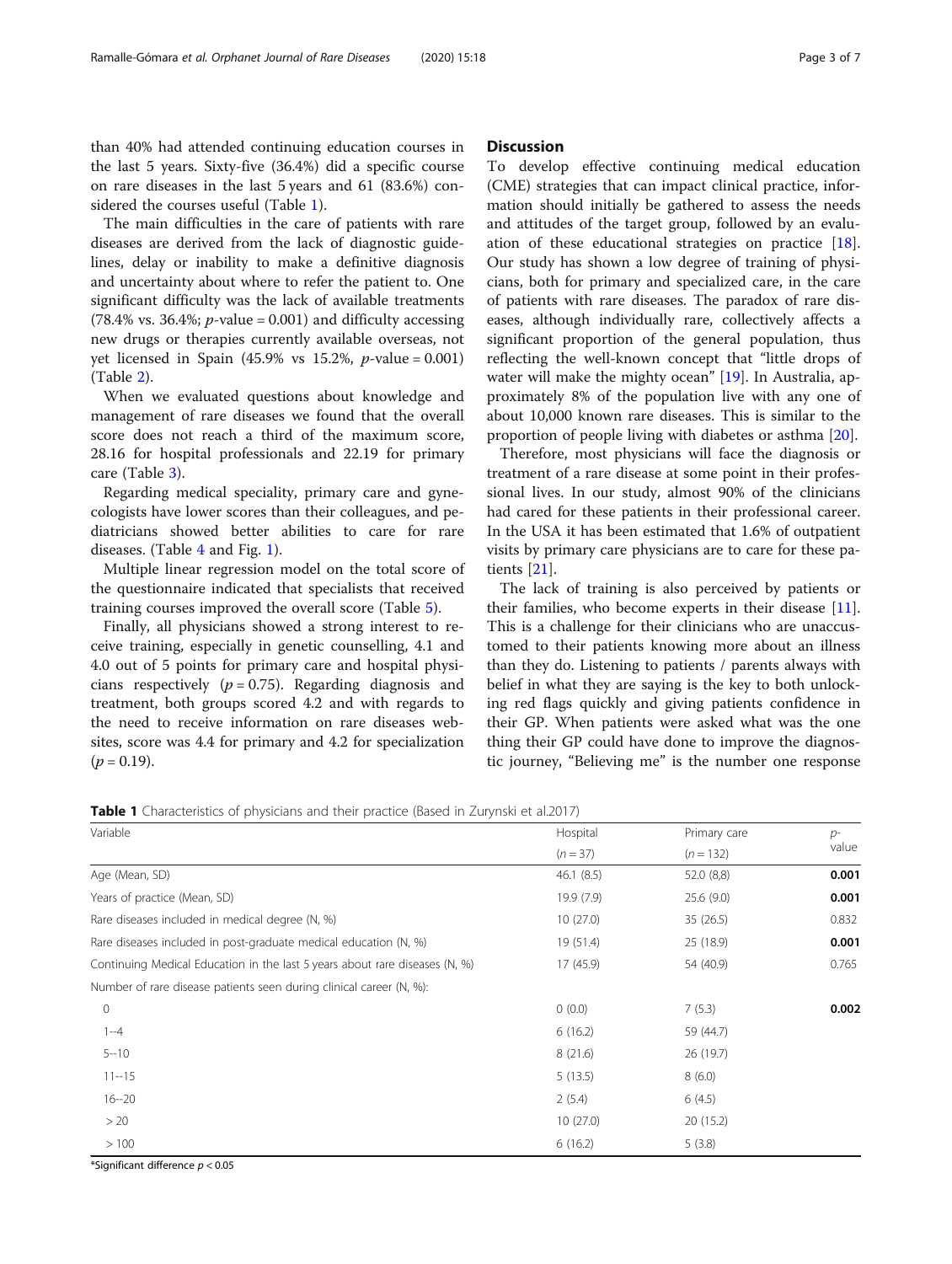than 40% had attended continuing education courses in the last 5 years. Sixty-five (36.4%) did a specific course on rare diseases in the last 5 years and 61 (83.6%) considered the courses useful (Table 1).

The main difficulties in the care of patients with rare diseases are derived from the lack of diagnostic guidelines, delay or inability to make a definitive diagnosis and uncertainty about where to refer the patient to. One significant difficulty was the lack of available treatments (78.4% vs. 36.4%; $p$-value = 0.001) and difficulty accessing new drugs or therapies currently available overseas, not yet licensed in Spain (45.9% vs 15.2%, $p$-value = 0.001) (Table 2).

When we evaluated questions about knowledge and management of rare diseases we found that the overall score does not reach a third of the maximum score, 28.16 for hospital professionals and 22.19 for primary care (Table 3).

Regarding medical speciality, primary care and gynecologists have lower scores than their colleagues, and pediatricians showed better abilities to care for rare diseases. (Table 4 and Fig. 1).

Multiple linear regression model on the total score of the questionnaire indicated that specialists that received training courses improved the overall score (Table 5).

Finally, all physicians showed a strong interest to receive training, especially in genetic counselling, 4.1 and 4.0 out of 5 points for primary care and hospital physicians respectively ($p = 0.75$). Regarding diagnosis and treatment, both groups scored 4.2 and with regards to the need to receive information on rare diseases websites, score was 4.4 for primary and 4.2 for specialization ($p = 0.19$).

## Discussion

To develop effective continuing medical education (CME) strategies that can impact clinical practice, information should initially be gathered to assess the needs and attitudes of the target group, followed by an evaluation of these educational strategies on practice [18]. Our study has shown a low degree of training of physicians, both for primary and specialized care, in the care of patients with rare diseases. The paradox of rare diseases, although individually rare, collectively affects a significant proportion of the general population, thus reflecting the well-known concept that "little drops of water will make the mighty ocean" [19]. In Australia, approximately 8% of the population live with any one of about 10,000 known rare diseases. This is similar to the proportion of people living with diabetes or asthma [20].

Therefore, most physicians will face the diagnosis or treatment of a rare disease at some point in their professional lives. In our study, almost 90% of the clinicians had cared for these patients in their professional career. In the USA it has been estimated that 1.6% of outpatient visits by primary care physicians are to care for these patients [21].

The lack of training is also perceived by patients or their families, who become experts in their disease [11]. This is a challenge for their clinicians who are unaccustomed to their patients knowing more about an illness than they do. Listening to patients / parents always with belief in what they are saying is the key to both unlocking red flags quickly and giving patients confidence in their GP. When patients were asked what was the one thing their GP could have done to improve the diagnostic journey, "Believing me" is the number one response

**Table 1** Characteristics of physicians and their practice (Based in Zurynski et al.2017)

| Variable | Hospital ($n = 37$) | Primary care ($n = 132$) | $p$-value |
|---|---|---|---|
| Age (Mean, SD) | 46.1 (8.5) | 52.0 (8,8) | **0.001** |
| Years of practice (Mean, SD) | 19.9 (7.9) | 25.6 (9.0) | **0.001** |
| Rare diseases included in medical degree (N, %) | 10 (27.0) | 35 (26.5) | 0.832 |
| Rare diseases included in post-graduate medical education (N, %) | 19 (51.4) | 25 (18.9) | **0.001** |
| Continuing Medical Education in the last 5 years about rare diseases (N, %) | 17 (45.9) | 54 (40.9) | 0.765 |
| Number of rare disease patients seen during clinical career (N, %): | | | |
| 0 | 0 (0.0) | 7 (5.3) | **0.002** |
| 1--4 | 6 (16.2) | 59 (44.7) | |
| 5--10 | 8 (21.6) | 26 (19.7) | |
| 11--15 | 5 (13.5) | 8 (6.0) | |
| 16--20 | 2 (5.4) | 6 (4.5) | |
| > 20 | 10 (27.0) | 20 (15.2) | |
| > 100 | 6 (16.2) | 5 (3.8) | |

*Significant difference $p < 0.05$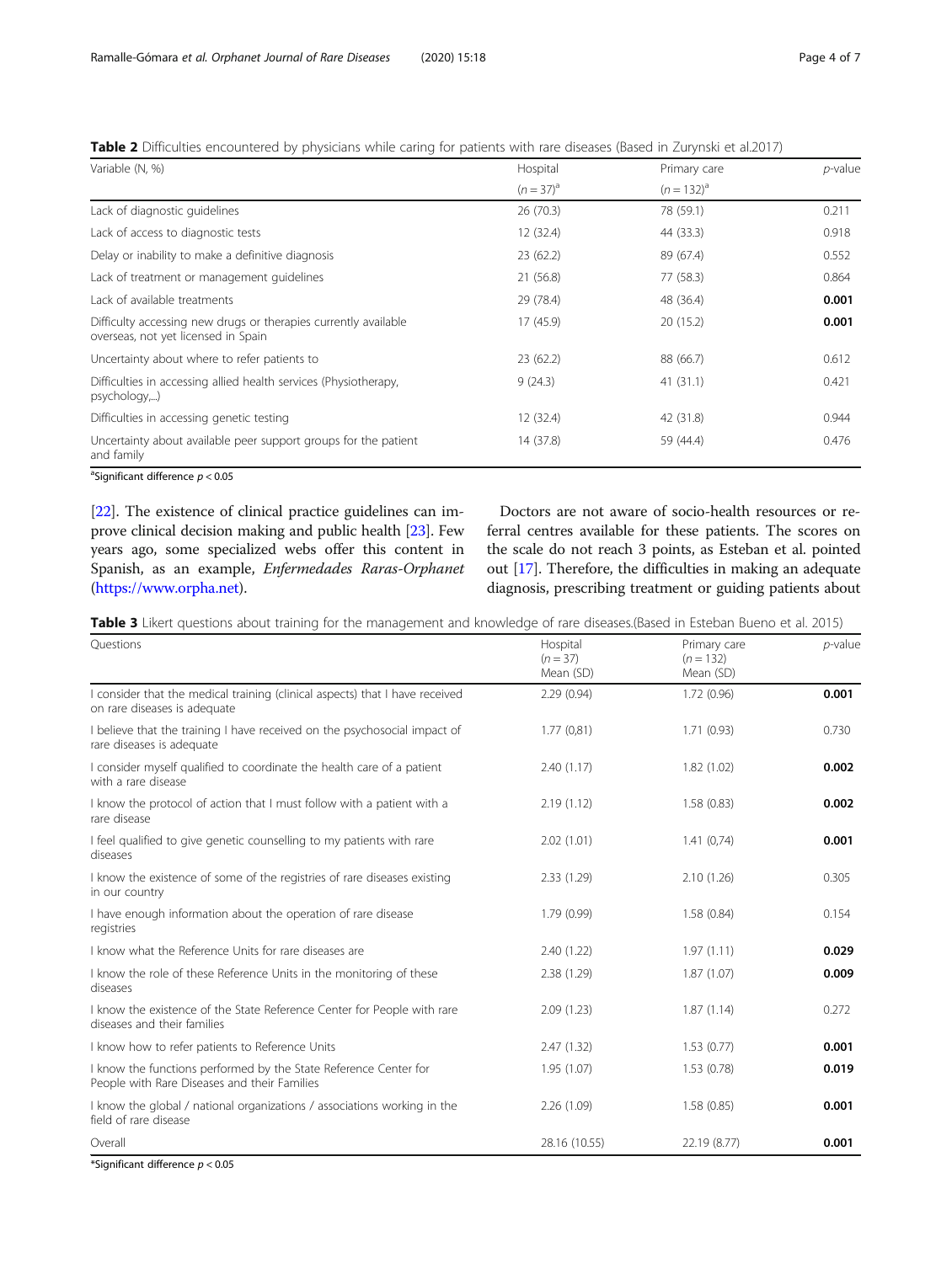**Table 2** Difficulties encountered by physicians while caring for patients with rare diseases (Based in Zurynski et al.2017)

| Variable (N, %) | Hospital ($n = 37$)[a] | Primary care ($n = 132$)[a] | *p*-value |
|---|---|---|---|
| Lack of diagnostic guidelines | 26 (70.3) | 78 (59.1) | 0.211 |
| Lack of access to diagnostic tests | 12 (32.4) | 44 (33.3) | 0.918 |
| Delay or inability to make a definitive diagnosis | 23 (62.2) | 89 (67.4) | 0.552 |
| Lack of treatment or management guidelines | 21 (56.8) | 77 (58.3) | 0.864 |
| Lack of available treatments | 29 (78.4) | 48 (36.4) | **0.001** |
| Difficulty accessing new drugs or therapies currently available overseas, not yet licensed in Spain | 17 (45.9) | 20 (15.2) | **0.001** |
| Uncertainty about where to refer patients to | 23 (62.2) | 88 (66.7) | 0.612 |
| Difficulties in accessing allied health services (Physiotherapy, psychology,...) | 9 (24.3) | 41 (31.1) | 0.421 |
| Difficulties in accessing genetic testing | 12 (32.4) | 42 (31.8) | 0.944 |
| Uncertainty about available peer support groups for the patient and family | 14 (37.8) | 59 (44.4) | 0.476 |

[a]Significant difference $p < 0.05$

[22]. The existence of clinical practice guidelines can improve clinical decision making and public health [23]. Few years ago, some specialized webs offer this content in Spanish, as an example, *Enfermedades Raras-Orphanet* (https://www.orpha.net).

Doctors are not aware of socio-health resources or referral centres available for these patients. The scores on the scale do not reach 3 points, as Esteban et al. pointed out [17]. Therefore, the difficulties in making an adequate diagnosis, prescribing treatment or guiding patients about

**Table 3** Likert questions about training for the management and knowledge of rare diseases.(Based in Esteban Bueno et al. 2015)

| Questions | Hospital ($n = 37$) Mean (SD) | Primary care ($n = 132$) Mean (SD) | *p*-value |
|---|---|---|---|
| I consider that the medical training (clinical aspects) that I have received on rare diseases is adequate | 2.29 (0.94) | 1.72 (0.96) | **0.001** |
| I believe that the training I have received on the psychosocial impact of rare diseases is adequate | 1.77 (0,81) | 1.71 (0.93) | 0.730 |
| I consider myself qualified to coordinate the health care of a patient with a rare disease | 2.40 (1.17) | 1.82 (1.02) | **0.002** |
| I know the protocol of action that I must follow with a patient with a rare disease | 2.19 (1.12) | 1.58 (0.83) | **0.002** |
| I feel qualified to give genetic counselling to my patients with rare diseases | 2.02 (1.01) | 1.41 (0,74) | **0.001** |
| I know the existence of some of the registries of rare diseases existing in our country | 2.33 (1.29) | 2.10 (1.26) | 0.305 |
| I have enough information about the operation of rare disease registries | 1.79 (0.99) | 1.58 (0.84) | 0.154 |
| I know what the Reference Units for rare diseases are | 2.40 (1.22) | 1.97 (1.11) | **0.029** |
| I know the role of these Reference Units in the monitoring of these diseases | 2.38 (1.29) | 1.87 (1.07) | **0.009** |
| I know the existence of the State Reference Center for People with rare diseases and their families | 2.09 (1.23) | 1.87 (1.14) | 0.272 |
| I know how to refer patients to Reference Units | 2.47 (1.32) | 1.53 (0.77) | **0.001** |
| I know the functions performed by the State Reference Center for People with Rare Diseases and their Families | 1.95 (1.07) | 1.53 (0.78) | **0.019** |
| I know the global / national organizations / associations working in the field of rare disease | 2.26 (1.09) | 1.58 (0.85) | **0.001** |
| Overall | 28.16 (10.55) | 22.19 (8.77) | **0.001** |

*Significant difference $p < 0.05$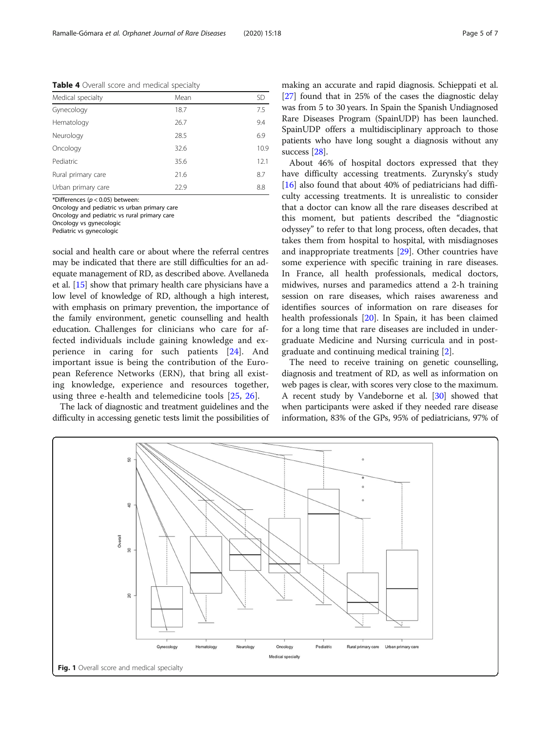**Table 4** Overall score and medical specialty

| Medical specialty | Mean | SD |
|---|---|---|
| Gynecology | 18.7 | 7.5 |
| Hematology | 26.7 | 9.4 |
| Neurology | 28.5 | 6.9 |
| Oncology | 32.6 | 10.9 |
| Pediatric | 35.6 | 12.1 |
| Rural primary care | 21.6 | 8.7 |
| Urban primary care | 22.9 | 8.8 |

*Differences ($p < 0.05$) between:
Oncology and pediatric vs urban primary care
Oncology and pediatric vs rural primary care
Oncology vs gynecologic
Pediatric vs gynecologic

social and health care or about where the referral centres may be indicated that there are still difficulties for an adequate management of RD, as described above. Avellaneda et al. [15] show that primary health care physicians have a low level of knowledge of RD, although a high interest, with emphasis on primary prevention, the importance of the family environment, genetic counselling and health education. Challenges for clinicians who care for affected individuals include gaining knowledge and experience in caring for such patients [24]. And important issue is being the contribution of the European Reference Networks (ERN), that bring all existing knowledge, experience and resources together, using three e-health and telemedicine tools [25, 26].

The lack of diagnostic and treatment guidelines and the difficulty in accessing genetic tests limit the possibilities of making an accurate and rapid diagnosis. Schieppati et al. [27] found that in 25% of the cases the diagnostic delay was from 5 to 30 years. In Spain the Spanish Undiagnosed Rare Diseases Program (SpainUDP) has been launched. SpainUDP offers a multidisciplinary approach to those patients who have long sought a diagnosis without any success [28].

About 46% of hospital doctors expressed that they have difficulty accessing treatments. Zurynsky's study [16] also found that about 40% of pediatricians had difficulty accessing treatments. It is unrealistic to consider that a doctor can know all the rare diseases described at this moment, but patients described the "diagnostic odyssey" to refer to that long process, often decades, that takes them from hospital to hospital, with misdiagnoses and inappropriate treatments [29]. Other countries have some experience with specific training in rare diseases. In France, all health professionals, medical doctors, midwives, nurses and paramedics attend a 2-h training session on rare diseases, which raises awareness and identifies sources of information on rare diseases for health professionals [20]. In Spain, it has been claimed for a long time that rare diseases are included in undergraduate Medicine and Nursing curricula and in postgraduate and continuing medical training [2].

The need to receive training on genetic counselling, diagnosis and treatment of RD, as well as information on web pages is clear, with scores very close to the maximum. A recent study by Vandeborne et al. [30] showed that when participants were asked if they needed rare disease information, 83% of the GPs, 95% of pediatricians, 97% of

**Fig. 1** Overall score and medical specialty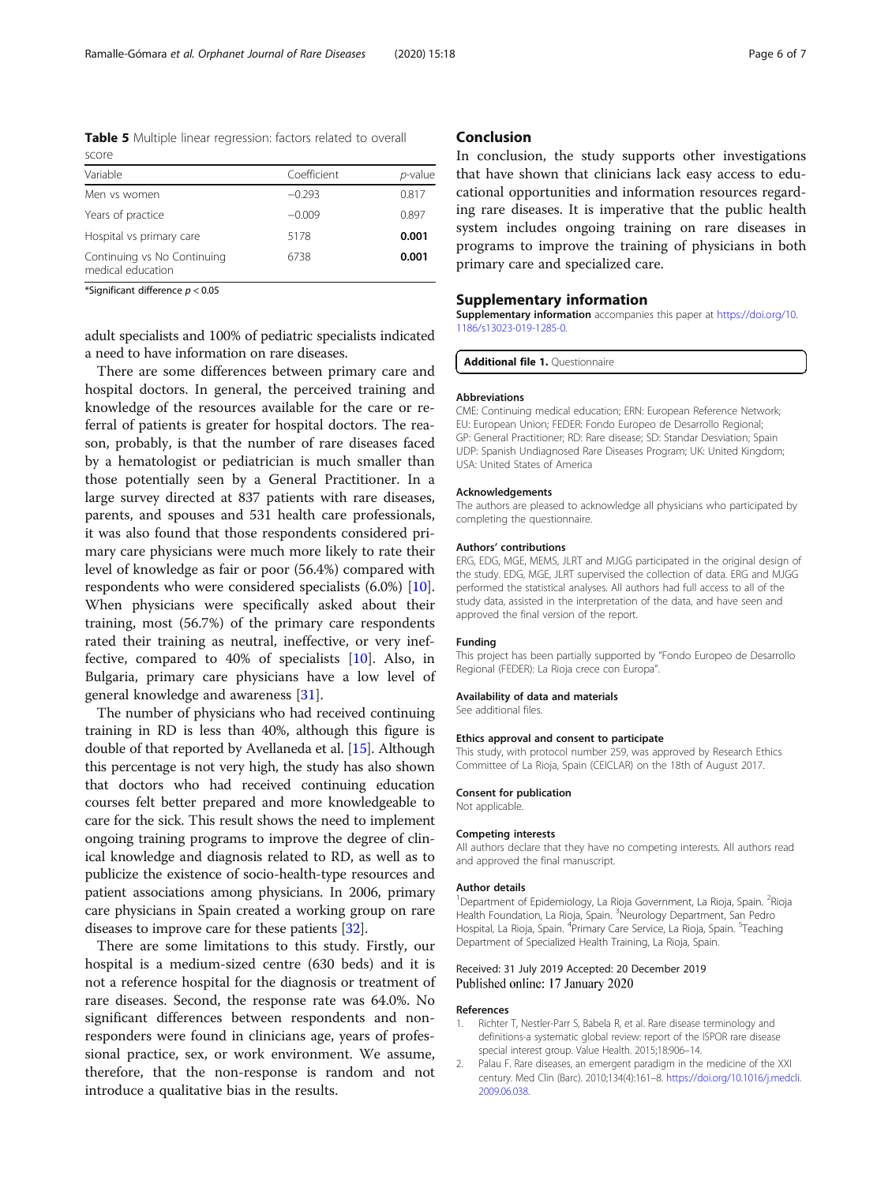**Table 5** Multiple linear regression: factors related to overall score

| Variable | Coefficient | *p*-value |
|---|---|---|
| Men vs women | −0.293 | 0.817 |
| Years of practice | −0.009 | 0.897 |
| Hospital vs primary care | 5178 | **0.001** |
| Continuing vs No Continuing medical education | 6738 | **0.001** |

*Significant difference $p < 0.05$

adult specialists and 100% of pediatric specialists indicated a need to have information on rare diseases.

There are some differences between primary care and hospital doctors. In general, the perceived training and knowledge of the resources available for the care or referral of patients is greater for hospital doctors. The reason, probably, is that the number of rare diseases faced by a hematologist or pediatrician is much smaller than those potentially seen by a General Practitioner. In a large survey directed at 837 patients with rare diseases, parents, and spouses and 531 health care professionals, it was also found that those respondents considered primary care physicians were much more likely to rate their level of knowledge as fair or poor (56.4%) compared with respondents who were considered specialists (6.0%) [10]. When physicians were specifically asked about their training, most (56.7%) of the primary care respondents rated their training as neutral, ineffective, or very ineffective, compared to 40% of specialists [10]. Also, in Bulgaria, primary care physicians have a low level of general knowledge and awareness [31].

The number of physicians who had received continuing training in RD is less than 40%, although this figure is double of that reported by Avellaneda et al. [15]. Although this percentage is not very high, the study has also shown that doctors who had received continuing education courses felt better prepared and more knowledgeable to care for the sick. This result shows the need to implement ongoing training programs to improve the degree of clinical knowledge and diagnosis related to RD, as well as to publicize the existence of socio-health-type resources and patient associations among physicians. In 2006, primary care physicians in Spain created a working group on rare diseases to improve care for these patients [32].

There are some limitations to this study. Firstly, our hospital is a medium-sized centre (630 beds) and it is not a reference hospital for the diagnosis or treatment of rare diseases. Second, the response rate was 64.0%. No significant differences between respondents and non-responders were found in clinicians age, years of professional practice, sex, or work environment. We assume, therefore, that the non-response is random and not introduce a qualitative bias in the results.

## Conclusion

In conclusion, the study supports other investigations that have shown that clinicians lack easy access to educational opportunities and information resources regarding rare diseases. It is imperative that the public health system includes ongoing training on rare diseases in programs to improve the training of physicians in both primary care and specialized care.

## Supplementary information

**Supplementary information** accompanies this paper at https://doi.org/10.1186/s13023-019-1285-0.

**Additional file 1.** Questionnaire

### Abbreviations

CME: Continuing medical education; ERN: European Reference Network; EU: European Union; FEDER: Fondo Europeo de Desarrollo Regional; GP: General Practitioner; RD: Rare disease; SD: Standar Desviation; Spain UDP: Spanish Undiagnosed Rare Diseases Program; UK: United Kingdom; USA: United States of America

### Acknowledgements

The authors are pleased to acknowledge all physicians who participated by completing the questionnaire.

### Authors' contributions

ERG, EDG, MGE, MEMS, JLRT and MJGG participated in the original design of the study. EDG, MGE, JLRT supervised the collection of data. ERG and MJGG performed the statistical analyses. All authors had full access to all of the study data, assisted in the interpretation of the data, and have seen and approved the final version of the report.

### Funding

This project has been partially supported by "Fondo Europeo de Desarrollo Regional (FEDER): La Rioja crece con Europa".

### Availability of data and materials

See additional files.

### Ethics approval and consent to participate

This study, with protocol number 259, was approved by Research Ethics Committee of La Rioja, Spain (CEICLAR) on the 18th of August 2017.

### Consent for publication

Not applicable.

### Competing interests

All authors declare that they have no competing interests. All authors read and approved the final manuscript.

### Author details

[1]Department of Epidemiology, La Rioja Government, La Rioja, Spain. [2]Rioja Health Foundation, La Rioja, Spain. [3]Neurology Department, San Pedro Hospital, La Rioja, Spain. [4]Primary Care Service, La Rioja, Spain. [5]Teaching Department of Specialized Health Training, La Rioja, Spain.

Received: 31 July 2019 Accepted: 20 December 2019
Published online: 17 January 2020

### References

1. Richter T, Nestler-Parr S, Babela R, et al. Rare disease terminology and definitions-a systematic global review: report of the ISPOR rare disease special interest group. Value Health. 2015;18:906–14.
2. Palau F. Rare diseases, an emergent paradigm in the medicine of the XXI century. Med Clin (Barc). 2010;134(4):161–8. https://doi.org/10.1016/j.medcli.2009.06.038.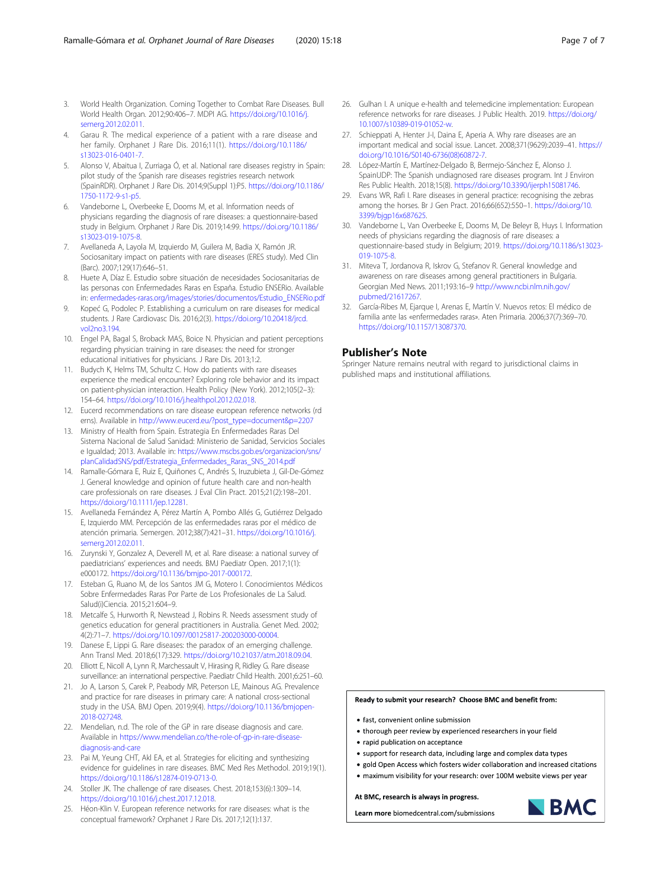3. World Health Organization. Coming Together to Combat Rare Diseases. Bull World Health Organ. 2012;90:406–7. MDPI AG. https://doi.org/10.1016/j.semerg.2012.02.011.
4. Garau R. The medical experience of a patient with a rare disease and her family. Orphanet J Rare Dis. 2016;11(1). https://doi.org/10.1186/s13023-016-0401-7.
5. Alonso V, Abaitua I, Zurriaga Ó, et al. National rare diseases registry in Spain: pilot study of the Spanish rare diseases registries research network (SpainRDR). Orphanet J Rare Dis. 2014;9(Suppl 1):P5. https://doi.org/10.1186/1750-1172-9-s1-p5.
6. Vandeborne L, Overbeeke E, Dooms M, et al. Information needs of physicians regarding the diagnosis of rare diseases: a questionnaire-based study in Belgium. Orphanet J Rare Dis. 2019;14:99. https://doi.org/10.1186/s13023-019-1075-8.
7. Avellaneda A, Layola M, Izquierdo M, Guilera M, Badia X, Ramón JR. Sociosanitary impact on patients with rare diseases (ERES study). Med Clin (Barc). 2007;129(17):646–51.
8. Huete A, Díaz E. Estudio sobre situación de necesidades Sociosanitarias de las personas con Enfermedades Raras en España. Estudio ENSERio. Available in: enfermedades-raras.org/images/stories/documentos/Estudio_ENSERio.pdf
9. Kopeć G, Podolec P. Establishing a curriculum on rare diseases for medical students. J Rare Cardiovasc Dis. 2016;2(3). https://doi.org/10.20418/jrcd.vol2no3.194.
10. Engel PA, Bagal S, Broback MAS, Boice N. Physician and patient perceptions regarding physician training in rare diseases: the need for stronger educational initiatives for physicians. J Rare Dis. 2013;1:2.
11. Budych K, Helms TM, Schultz C. How do patients with rare diseases experience the medical encounter? Exploring role behavior and its impact on patient-physician interaction. Health Policy (New York). 2012;105(2–3):154–64. https://doi.org/10.1016/j.healthpol.2012.02.018.
12. Eucerd recommendations on rare disease european reference networks (rd erns). Available in http://www.eucerd.eu/?post_type=document&p=2207
13. Ministry of Health from Spain. Estrategia En Enfermedades Raras Del Sistema Nacional de Salud Sanidad: Ministerio de Sanidad, Servicios Sociales e Igualdad; 2013. Available in: https://www.mscbs.gob.es/organizacion/sns/planCalidadSNS/pdf/Estrategia_Enfermedades_Raras_SNS_2014.pdf
14. Ramalle-Gómara E, Ruiz E, Quiñones C, Andrés S, Iruzubieta J, Gil-De-Gómez J. General knowledge and opinion of future health care and non-health care professionals on rare diseases. J Eval Clin Pract. 2015;21(2):198–201. https://doi.org/10.1111/jep.12281.
15. Avellaneda Fernández A, Pérez Martín A, Pombo Allés G, Gutiérrez Delgado E, Izquierdo MM. Percepción de las enfermedades raras por el médico de atención primaria. Semergen. 2012;38(7):421–31. https://doi.org/10.1016/j.semerg.2012.02.011.
16. Zurynski Y, Gonzalez A, Deverell M, et al. Rare disease: a national survey of paediatricians' experiences and needs. BMJ Paediatr Open. 2017;1(1):e000172. https://doi.org/10.1136/bmjpo-2017-000172.
17. Esteban G, Ruano M, de los Santos JM G, Motero I. Conocimientos Médicos Sobre Enfermedades Raras Por Parte de Los Profesionales de La Salud. Salud(i)Ciencia. 2015;21:604–9.
18. Metcalfe S, Hurworth R, Newstead J, Robins R. Needs assessment study of genetics education for general practitioners in Australia. Genet Med. 2002;4(2):71–7. https://doi.org/10.1097/00125817-200203000-00004.
19. Danese E, Lippi G. Rare diseases: the paradox of an emerging challenge. Ann Transl Med. 2018;6(17):329. https://doi.org/10.21037/atm.2018.09.04.
20. Elliott E, Nicoll A, Lynn R, Marchessault V, Hirasing R, Ridley G. Rare disease surveillance: an international perspective. Paediatr Child Health. 2001;6:251–60.
21. Jo A, Larson S, Carek P, Peabody MR, Peterson LE, Mainous AG. Prevalence and practice for rare diseases in primary care: A national cross-sectional study in the USA. BMJ Open. 2019;9(4). https://doi.org/10.1136/bmjopen-2018-027248.
22. Mendelian, n.d. The role of the GP in rare disease diagnosis and care. Available in https://www.mendelian.co/the-role-of-gp-in-rare-disease-diagnosis-and-care
23. Pai M, Yeung CHT, Akl EA, et al. Strategies for eliciting and synthesizing evidence for guidelines in rare diseases. BMC Med Res Methodol. 2019;19(1). https://doi.org/10.1186/s12874-019-0713-0.
24. Stoller JK. The challenge of rare diseases. Chest. 2018;153(6):1309–14. https://doi.org/10.1016/j.chest.2017.12.018.
25. Héon-Klin V. European reference networks for rare diseases: what is the conceptual framework? Orphanet J Rare Dis. 2017;12(1):137.
26. Gulhan I. A unique e-health and telemedicine implementation: European reference networks for rare diseases. J Public Health. 2019. https://doi.org/10.1007/s10389-019-01052-w.
27. Schieppati A, Henter J-I, Daina E, Aperia A. Why rare diseases are an important medical and social issue. Lancet. 2008;371(9629):2039–41. https://doi.org/10.1016/S0140-6736(08)60872-7.
28. López-Martín E, Martínez-Delgado B, Bermejo-Sánchez E, Alonso J. SpainUDP: The Spanish undiagnosed rare diseases program. Int J Environ Res Public Health. 2018;15(8). https://doi.org/10.3390/ijerph15081746.
29. Evans WR, Rafi I. Rare diseases in general practice: recognising the zebras among the horses. Br J Gen Pract. 2016;66(652):550–1. https://doi.org/10.3399/bjgp16x687625.
30. Vandeborne L, Van Overbeeke E, Dooms M, De Beleyr B, Huys I. Information needs of physicians regarding the diagnosis of rare diseases: a questionnaire-based study in Belgium; 2019. https://doi.org/10.1186/s13023-019-1075-8.
31. Miteva T, Jordanova R, Iskrov G, Stefanov R. General knowledge and awareness on rare diseases among general practitioners in Bulgaria. Georgian Med News. 2011;193:16–9 http://www.ncbi.nlm.nih.gov/pubmed/21617267.
32. García-Ribes M, Ejarque I, Arenas E, Martín V. Nuevos retos: El médico de familia ante las «enfermedades raras». Aten Primaria. 2006;37(7):369–70. https://doi.org/10.1157/13087370.

## Publisher's Note

Springer Nature remains neutral with regard to jurisdictional claims in published maps and institutional affiliations.

**Ready to submit your research? Choose BMC and benefit from:**

- fast, convenient online submission
- thorough peer review by experienced researchers in your field
- rapid publication on acceptance
- support for research data, including large and complex data types
- gold Open Access which fosters wider collaboration and increased citations
- maximum visibility for your research: over 100M website views per year

**At BMC, research is always in progress.**

**Learn more** biomedcentral.com/submissions

BMC